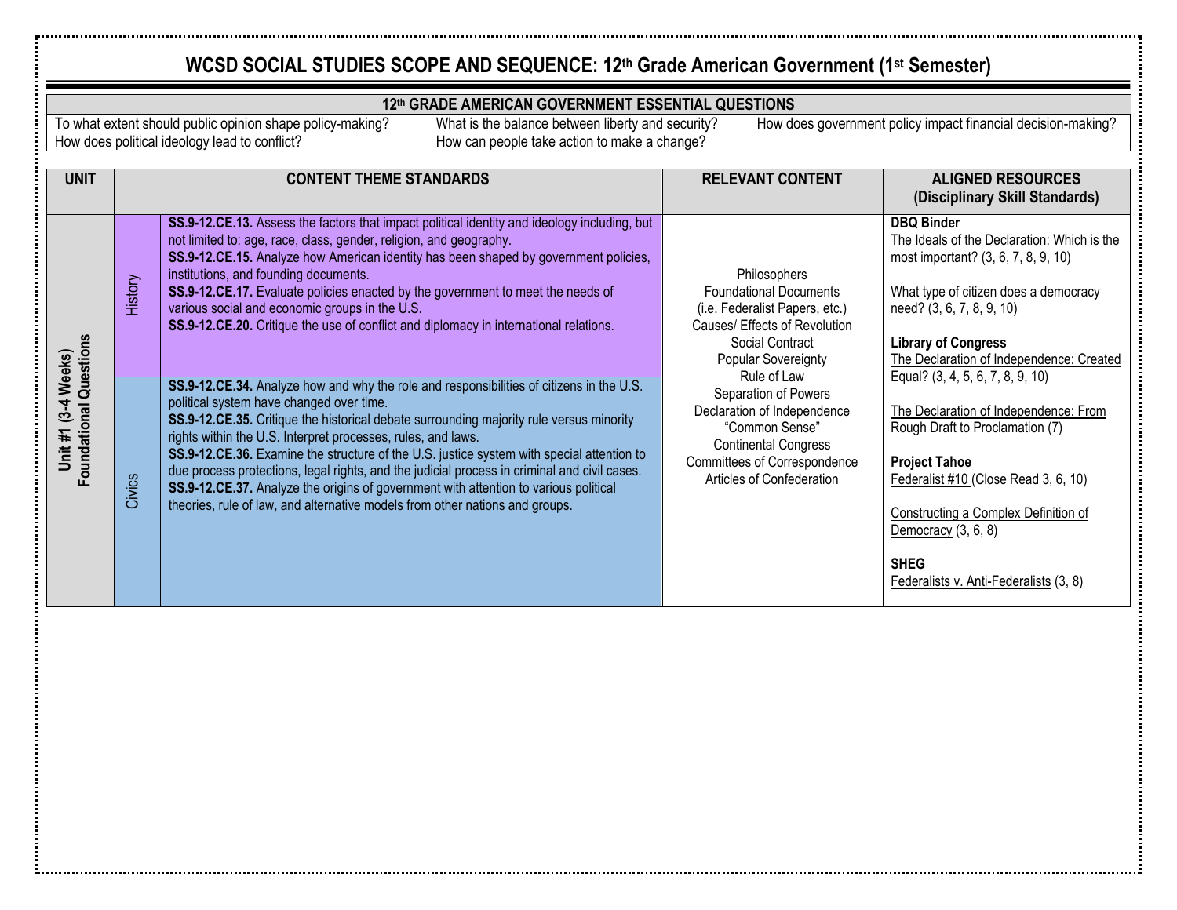# WCSD SOCIAL STUDIES SCOPE AND SEQUENCE: 12th Grade American Government (1st Semester)

## 12th GRADE AMERICAN GOVERNMENT ESSENTIAL QUESTIONS

- To what extent should public opinion shape policy-making?
- How does political ideology lead to conflict?
- What is the balance between liberty and security?
- How can people take action to make a change?
- How does government policy impact financial decision-making?

| UNIT | | CONTENT THEME STANDARDS | RELEVANT CONTENT | ALIGNED RESOURCES (Disciplinary Skill Standards) |
|---|---|---|---|---|
| **Unit #1 (3-4 Weeks) Foundational Questions** | History | **SS.9-12.CE.13.** Assess the factors that impact political identity and ideology including, but not limited to: age, race, class, gender, religion, and geography.<br>**SS.9-12.CE.15.** Analyze how American identity has been shaped by government policies, institutions, and founding documents.<br>**SS.9-12.CE.17.** Evaluate policies enacted by the government to meet the needs of various social and economic groups in the U.S.<br>**SS.9-12.CE.20.** Critique the use of conflict and diplomacy in international relations. | Philosophers<br>Foundational Documents (i.e. Federalist Papers, etc.)<br>Causes/ Effects of Revolution<br>Social Contract<br>Popular Sovereignty<br>Rule of Law<br>Separation of Powers<br>Declaration of Independence<br>"Common Sense"<br>Continental Congress<br>Committees of Correspondence<br>Articles of Confederation | **DBQ Binder**<br>The Ideals of the Declaration: Which is the most important? (3, 6, 7, 8, 9, 10)<br><br>What type of citizen does a democracy need? (3, 6, 7, 8, 9, 10)<br><br>**Library of Congress**<br>The Declaration of Independence: Created Equal? (3, 4, 5, 6, 7, 8, 9, 10)<br><br>The Declaration of Independence: From Rough Draft to Proclamation (7)<br><br>**Project Tahoe**<br>Federalist #10 (Close Read 3, 6, 10)<br><br>Constructing a Complex Definition of Democracy (3, 6, 8)<br><br>**SHEG**<br>Federalists v. Anti-Federalists (3, 8) |
| | Civics | **SS.9-12.CE.34.** Analyze how and why the role and responsibilities of citizens in the U.S. political system have changed over time.<br>**SS.9-12.CE.35.** Critique the historical debate surrounding majority rule versus minority rights within the U.S. Interpret processes, rules, and laws.<br>**SS.9-12.CE.36.** Examine the structure of the U.S. justice system with special attention to due process protections, legal rights, and the judicial process in criminal and civil cases.<br>**SS.9-12.CE.37.** Analyze the origins of government with attention to various political theories, rule of law, and alternative models from other nations and groups. | | |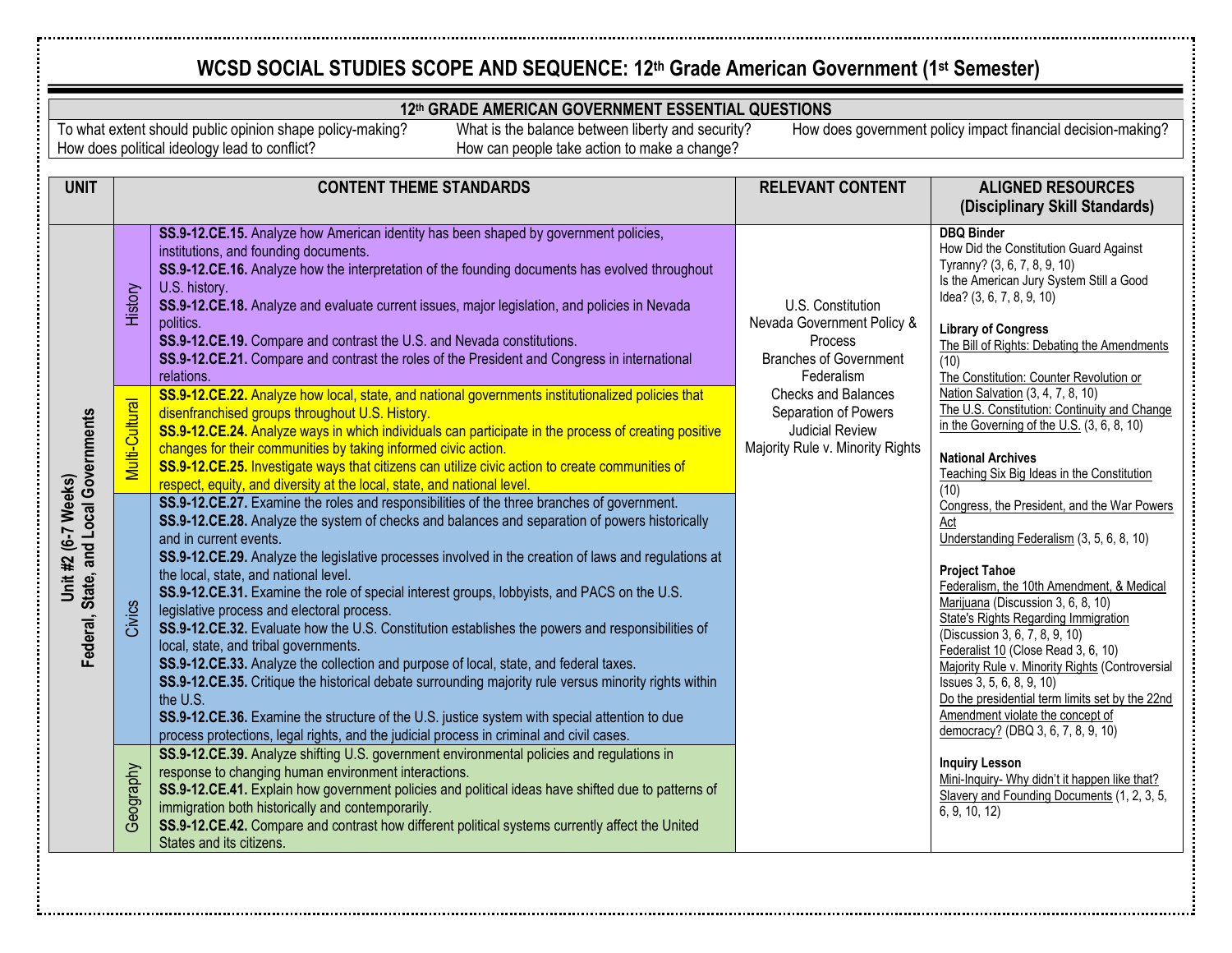# WCSD SOCIAL STUDIES SCOPE AND SEQUENCE: 12th Grade American Government (1st Semester)

| 12th GRADE AMERICAN GOVERNMENT ESSENTIAL QUESTIONS | | |
|---|---|---|
| To what extent should public opinion shape policy-making? | What is the balance between liberty and security? | How does government policy impact financial decision-making? |
| How does political ideology lead to conflict? | How can people take action to make a change? | |

| UNIT | | CONTENT THEME STANDARDS | RELEVANT CONTENT | ALIGNED RESOURCES (Disciplinary Skill Standards) |
|---|---|---|---|---|
| **Unit #2 (6-7 Weeks) Federal, State, and Local Governments** | History | **SS.9-12.CE.15.** Analyze how American identity has been shaped by government policies, institutions, and founding documents.<br>**SS.9-12.CE.16.** Analyze how the interpretation of the founding documents has evolved throughout U.S. history.<br>**SS.9-12.CE.18.** Analyze and evaluate current issues, major legislation, and policies in Nevada politics.<br>**SS.9-12.CE.19.** Compare and contrast the U.S. and Nevada constitutions.<br>**SS.9-12.CE.21.** Compare and contrast the roles of the President and Congress in international relations. | U.S. Constitution<br>Nevada Government Policy & Process<br>Branches of Government<br>Federalism<br>Checks and Balances<br>Separation of Powers<br>Judicial Review<br>Majority Rule v. Minority Rights | **DBQ Binder**<br>How Did the Constitution Guard Against Tyranny? (3, 6, 7, 8, 9, 10)<br>Is the American Jury System Still a Good Idea? (3, 6, 7, 8, 9, 10)<br><br>**Library of Congress**<br>The Bill of Rights: Debating the Amendments (10)<br>The Constitution: Counter Revolution or Nation Salvation (3, 4, 7, 8, 10)<br>The U.S. Constitution: Continuity and Change in the Governing of the U.S. (3, 6, 8, 10)<br><br>**National Archives**<br>Teaching Six Big Ideas in the Constitution (10)<br>Congress, the President, and the War Powers Act<br>Understanding Federalism (3, 5, 6, 8, 10)<br><br>**Project Tahoe**<br>Federalism, the 10th Amendment, & Medical Marijuana (Discussion 3, 6, 8, 10)<br>State's Rights Regarding Immigration (Discussion 3, 6, 7, 8, 9, 10)<br>Federalist 10 (Close Read 3, 6, 10)<br>Majority Rule v. Minority Rights (Controversial Issues 3, 5, 6, 8, 9, 10)<br>Do the presidential term limits set by the 22nd Amendment violate the concept of democracy? (DBQ 3, 6, 7, 8, 9, 10)<br><br>**Inquiry Lesson**<br>Mini-Inquiry- Why didn't it happen like that? Slavery and Founding Documents (1, 2, 3, 5, 6, 9, 10, 12) |
| | Multi-Cultural | **SS.9-12.CE.22.** Analyze how local, state, and national governments institutionalized policies that disenfranchised groups throughout U.S. History.<br>**SS.9-12.CE.24.** Analyze ways in which individuals can participate in the process of creating positive changes for their communities by taking informed civic action.<br>**SS.9-12.CE.25.** Investigate ways that citizens can utilize civic action to create communities of respect, equity, and diversity at the local, state, and national level. | | |
| | Civics | **SS.9-12.CE.27.** Examine the roles and responsibilities of the three branches of government.<br>**SS.9-12.CE.28.** Analyze the system of checks and balances and separation of powers historically and in current events.<br>**SS.9-12.CE.29.** Analyze the legislative processes involved in the creation of laws and regulations at the local, state, and national level.<br>**SS.9-12.CE.31.** Examine the role of special interest groups, lobbyists, and PACS on the U.S. legislative process and electoral process.<br>**SS.9-12.CE.32.** Evaluate how the U.S. Constitution establishes the powers and responsibilities of local, state, and tribal governments.<br>**SS.9-12.CE.33.** Analyze the collection and purpose of local, state, and federal taxes.<br>**SS.9-12.CE.35.** Critique the historical debate surrounding majority rule versus minority rights within the U.S.<br>**SS.9-12.CE.36.** Examine the structure of the U.S. justice system with special attention to due process protections, legal rights, and the judicial process in criminal and civil cases. | | |
| | Geography | **SS.9-12.CE.39.** Analyze shifting U.S. government environmental policies and regulations in response to changing human environment interactions.<br>**SS.9-12.CE.41.** Explain how government policies and political ideas have shifted due to patterns of immigration both historically and contemporarily.<br>**SS.9-12.CE.42.** Compare and contrast how different political systems currently affect the United States and its citizens. | | |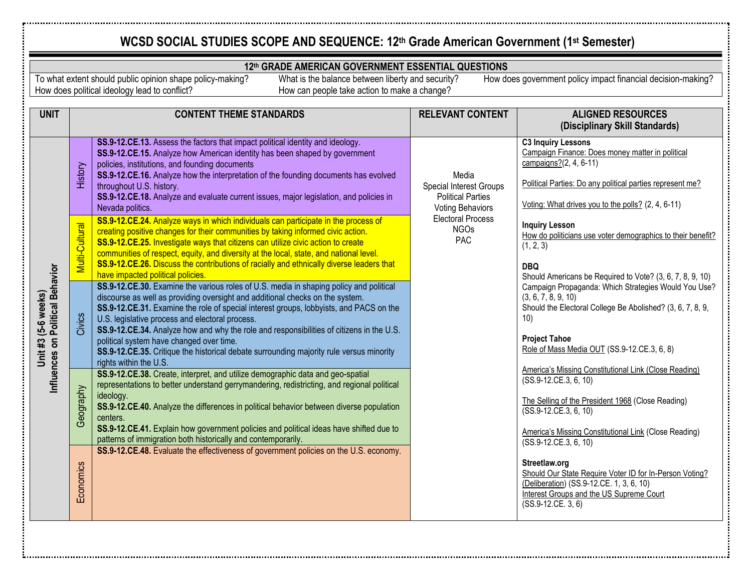# WCSD SOCIAL STUDIES SCOPE AND SEQUENCE: 12th Grade American Government (1st Semester)

| 12th GRADE AMERICAN GOVERNMENT ESSENTIAL QUESTIONS | | |
|---|---|---|
| To what extent should public opinion shape policy-making? | What is the balance between liberty and security? | How does government policy impact financial decision-making? |
| How does political ideology lead to conflict? | How can people take action to make a change? | |

| UNIT | | CONTENT THEME STANDARDS | RELEVANT CONTENT | ALIGNED RESOURCES (Disciplinary Skill Standards) |
|---|---|---|---|---|
| **Unit #3 (5-6 weeks) Influences on Political Behavior** | History | **SS.9-12.CE.13.** Assess the factors that impact political identity and ideology.<br>**SS.9-12.CE.15.** Analyze how American identity has been shaped by government policies, institutions, and founding documents<br>**SS.9-12.CE.16.** Analyze how the interpretation of the founding documents has evolved throughout U.S. history.<br>**SS.9-12.CE.18.** Analyze and evaluate current issues, major legislation, and policies in Nevada politics. | Media<br>Special Interest Groups<br>Political Parties<br>Voting Behaviors<br>Electoral Process<br>NGOs<br>PAC | **C3 Inquiry Lessons**<br>Campaign Finance: Does money matter in political campaigns?(2, 4, 6-11)<br><br>Political Parties: Do any political parties represent me?<br><br>Voting: What drives you to the polls? (2, 4, 6-11)<br><br>**Inquiry Lesson**<br>How do politicians use voter demographics to their benefit? (1, 2, 3)<br><br>**DBQ**<br>Should Americans be Required to Vote? (3, 6, 7, 8, 9, 10)<br>Campaign Propaganda: Which Strategies Would You Use? (3, 6, 7, 8, 9, 10)<br>Should the Electoral College Be Abolished? (3, 6, 7, 8, 9, 10)<br><br>**Project Tahoe**<br>Role of Mass Media OUT (SS.9-12.CE.3, 6, 8)<br><br>America's Missing Constitutional Link (Close Reading) (SS.9-12.CE.3, 6, 10)<br><br>The Selling of the President 1968 (Close Reading) (SS.9-12.CE.3, 6, 10)<br><br>America's Missing Constitutional Link (Close Reading) (SS.9-12.CE.3, 6, 10)<br><br>**Streetlaw.org**<br>Should Our State Require Voter ID for In-Person Voting? (Deliberation) (SS.9-12.CE. 1, 3, 6, 10)<br>Interest Groups and the US Supreme Court (SS.9-12.CE. 3, 6) |
| | Multi-Cultural | **SS.9-12.CE.24.** Analyze ways in which individuals can participate in the process of creating positive changes for their communities by taking informed civic action.<br>**SS.9-12.CE.25.** Investigate ways that citizens can utilize civic action to create communities of respect, equity, and diversity at the local, state, and national level.<br>**SS.9-12.CE.26.** Discuss the contributions of racially and ethnically diverse leaders that have impacted political policies. | | |
| | Civics | **SS.9-12.CE.30.** Examine the various roles of U.S. media in shaping policy and political discourse as well as providing oversight and additional checks on the system.<br>**SS.9-12.CE.31.** Examine the role of special interest groups, lobbyists, and PACS on the U.S. legislative process and electoral process.<br>**SS.9-12.CE.34.** Analyze how and why the role and responsibilities of citizens in the U.S. political system have changed over time.<br>**SS.9-12.CE.35.** Critique the historical debate surrounding majority rule versus minority rights within the U.S. | | |
| | Geography | **SS.9-12.CE.38.** Create, interpret, and utilize demographic data and geo-spatial representations to better understand gerrymandering, redistricting, and regional political ideology.<br>**SS.9-12.CE.40.** Analyze the differences in political behavior between diverse population centers.<br>**SS.9-12.CE.41.** Explain how government policies and political ideas have shifted due to patterns of immigration both historically and contemporarily. | | |
| | Economics | **SS.9-12.CE.48.** Evaluate the effectiveness of government policies on the U.S. economy. | | |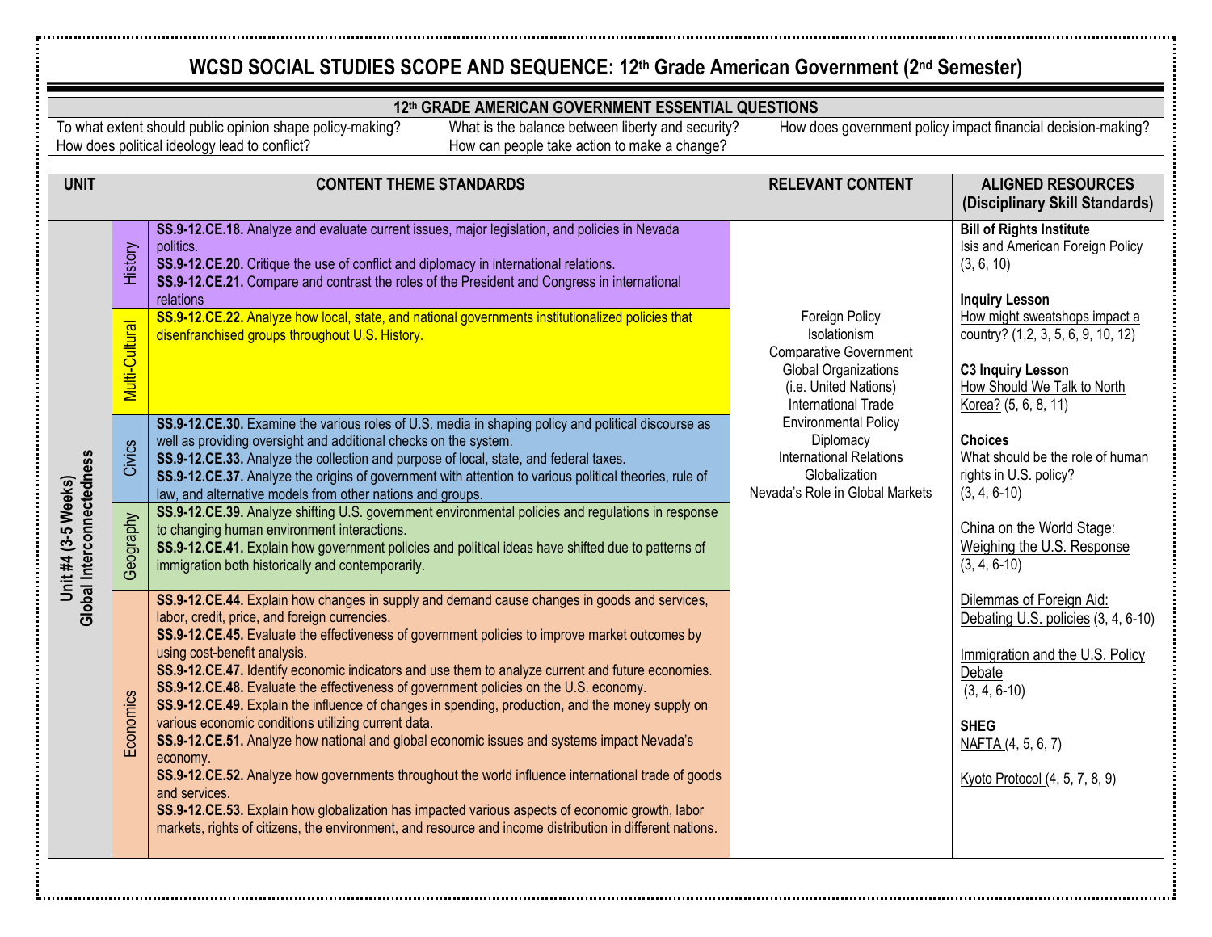# WCSD SOCIAL STUDIES SCOPE AND SEQUENCE: 12th Grade American Government (2nd Semester)

| 12th GRADE AMERICAN GOVERNMENT ESSENTIAL QUESTIONS | | |
|---|---|---|
| To what extent should public opinion shape policy-making? | What is the balance between liberty and security? | How does government policy impact financial decision-making? |
| How does political ideology lead to conflict? | How can people take action to make a change? | |

| UNIT | | CONTENT THEME STANDARDS | RELEVANT CONTENT | ALIGNED RESOURCES (Disciplinary Skill Standards) |
|---|---|---|---|---|
| **Unit #4 (3-5 Weeks) Global Interconnectedness** | History | **SS.9-12.CE.18.** Analyze and evaluate current issues, major legislation, and policies in Nevada politics.<br>**SS.9-12.CE.20.** Critique the use of conflict and diplomacy in international relations.<br>**SS.9-12.CE.21.** Compare and contrast the roles of the President and Congress in international relations | Foreign Policy<br>Isolationism<br>Comparative Government<br>Global Organizations<br>(i.e. United Nations)<br>International Trade<br>Environmental Policy<br>Diplomacy<br>International Relations<br>Globalization<br>Nevada's Role in Global Markets | **Bill of Rights Institute**<br>Isis and American Foreign Policy (3, 6, 10)<br><br>**Inquiry Lesson**<br>How might sweatshops impact a country? (1,2, 3, 5, 6, 9, 10, 12)<br><br>**C3 Inquiry Lesson**<br>How Should We Talk to North Korea? (5, 6, 8, 11)<br><br>**Choices**<br>What should be the role of human rights in U.S. policy? (3, 4, 6-10)<br><br>China on the World Stage: Weighing the U.S. Response (3, 4, 6-10)<br><br>Dilemmas of Foreign Aid: Debating U.S. policies (3, 4, 6-10)<br><br>Immigration and the U.S. Policy Debate (3, 4, 6-10)<br><br>**SHEG**<br>NAFTA (4, 5, 6, 7)<br><br>Kyoto Protocol (4, 5, 7, 8, 9) |
| | Multi-Cultural | **SS.9-12.CE.22.** Analyze how local, state, and national governments institutionalized policies that disenfranchised groups throughout U.S. History. | | |
| | Civics | **SS.9-12.CE.30.** Examine the various roles of U.S. media in shaping policy and political discourse as well as providing oversight and additional checks on the system.<br>**SS.9-12.CE.33.** Analyze the collection and purpose of local, state, and federal taxes.<br>**SS.9-12.CE.37.** Analyze the origins of government with attention to various political theories, rule of law, and alternative models from other nations and groups. | | |
| | Geography | **SS.9-12.CE.39.** Analyze shifting U.S. government environmental policies and regulations in response to changing human environment interactions.<br>**SS.9-12.CE.41.** Explain how government policies and political ideas have shifted due to patterns of immigration both historically and contemporarily. | | |
| | Economics | **SS.9-12.CE.44.** Explain how changes in supply and demand cause changes in goods and services, labor, credit, price, and foreign currencies.<br>**SS.9-12.CE.45.** Evaluate the effectiveness of government policies to improve market outcomes by using cost-benefit analysis.<br>**SS.9-12.CE.47.** Identify economic indicators and use them to analyze current and future economies.<br>**SS.9-12.CE.48.** Evaluate the effectiveness of government policies on the U.S. economy.<br>**SS.9-12.CE.49.** Explain the influence of changes in spending, production, and the money supply on various economic conditions utilizing current data.<br>**SS.9-12.CE.51.** Analyze how national and global economic issues and systems impact Nevada's economy.<br>**SS.9-12.CE.52.** Analyze how governments throughout the world influence international trade of goods and services.<br>**SS.9-12.CE.53.** Explain how globalization has impacted various aspects of economic growth, labor markets, rights of citizens, the environment, and resource and income distribution in different nations. | | |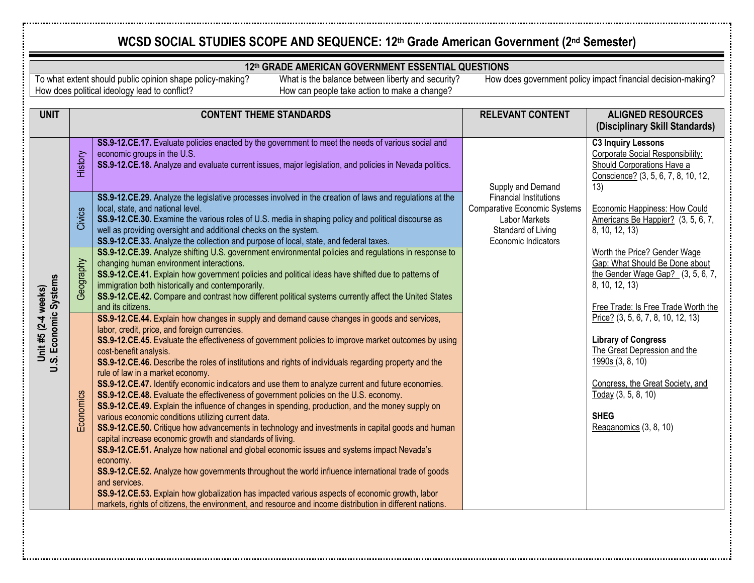# WCSD SOCIAL STUDIES SCOPE AND SEQUENCE: 12th Grade American Government (2nd Semester)

| 12th GRADE AMERICAN GOVERNMENT ESSENTIAL QUESTIONS | | |
|---|---|---|
| To what extent should public opinion shape policy-making? | What is the balance between liberty and security? | How does government policy impact financial decision-making? |
| How does political ideology lead to conflict? | How can people take action to make a change? | |

| UNIT | | CONTENT THEME STANDARDS | RELEVANT CONTENT | ALIGNED RESOURCES (Disciplinary Skill Standards) |
|---|---|---|---|---|
| Unit #5 (2-4 weeks) U.S. Economic Systems | History | **SS.9-12.CE.17.** Evaluate policies enacted by the government to meet the needs of various social and economic groups in the U.S.<br>**SS.9-12.CE.18.** Analyze and evaluate current issues, major legislation, and policies in Nevada politics. | Supply and Demand<br>Financial Institutions<br>Comparative Economic Systems<br>Labor Markets<br>Standard of Living<br>Economic Indicators | **C3 Inquiry Lessons**<br>Corporate Social Responsibility: Should Corporations Have a Conscience? (3, 5, 6, 7, 8, 10, 12, 13)<br><br>Economic Happiness: How Could Americans Be Happier? (3, 5, 6, 7, 8, 10, 12, 13)<br><br>Worth the Price? Gender Wage Gap: What Should Be Done about the Gender Wage Gap? (3, 5, 6, 7, 8, 10, 12, 13)<br><br>Free Trade: Is Free Trade Worth the Price? (3, 5, 6, 7, 8, 10, 12, 13)<br><br>**Library of Congress**<br>The Great Depression and the 1990s (3, 8, 10)<br><br>Congress, the Great Society, and Today (3, 5, 8, 10)<br><br>**SHEG**<br>Reaganomics (3, 8, 10) |
| | Civics | **SS.9-12.CE.29.** Analyze the legislative processes involved in the creation of laws and regulations at the local, state, and national level.<br>**SS.9-12.CE.30.** Examine the various roles of U.S. media in shaping policy and political discourse as well as providing oversight and additional checks on the system.<br>**SS.9-12.CE.33.** Analyze the collection and purpose of local, state, and federal taxes. | | |
| | Geography | **SS.9-12.CE.39.** Analyze shifting U.S. government environmental policies and regulations in response to changing human environment interactions.<br>**SS.9-12.CE.41.** Explain how government policies and political ideas have shifted due to patterns of immigration both historically and contemporarily.<br>**SS.9-12.CE.42.** Compare and contrast how different political systems currently affect the United States and its citizens. | | |
| | Economics | **SS.9-12.CE.44.** Explain how changes in supply and demand cause changes in goods and services, labor, credit, price, and foreign currencies.<br>**SS.9-12.CE.45.** Evaluate the effectiveness of government policies to improve market outcomes by using cost-benefit analysis.<br>**SS.9-12.CE.46.** Describe the roles of institutions and rights of individuals regarding property and the rule of law in a market economy.<br>**SS.9-12.CE.47.** Identify economic indicators and use them to analyze current and future economies.<br>**SS.9-12.CE.48.** Evaluate the effectiveness of government policies on the U.S. economy.<br>**SS.9-12.CE.49.** Explain the influence of changes in spending, production, and the money supply on various economic conditions utilizing current data.<br>**SS.9-12.CE.50.** Critique how advancements in technology and investments in capital goods and human capital increase economic growth and standards of living.<br>**SS.9-12.CE.51.** Analyze how national and global economic issues and systems impact Nevada's economy.<br>**SS.9-12.CE.52.** Analyze how governments throughout the world influence international trade of goods and services.<br>**SS.9-12.CE.53.** Explain how globalization has impacted various aspects of economic growth, labor markets, rights of citizens, the environment, and resource and income distribution in different nations. | | |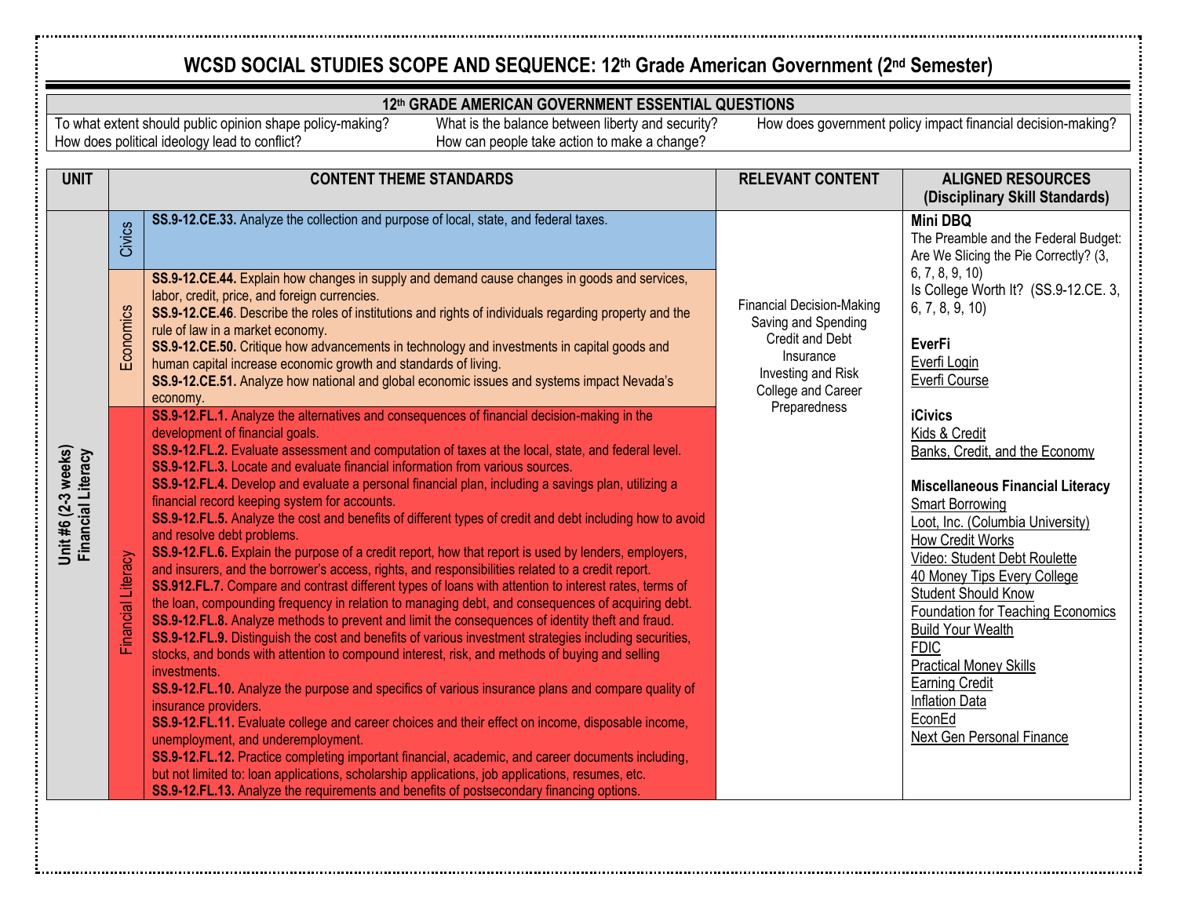# WCSD SOCIAL STUDIES SCOPE AND SEQUENCE: 12th Grade American Government (2nd Semester)

| 12th GRADE AMERICAN GOVERNMENT ESSENTIAL QUESTIONS | | |
|---|---|---|
| To what extent should public opinion shape policy-making? | What is the balance between liberty and security? | How does government policy impact financial decision-making? |
| How does political ideology lead to conflict? | How can people take action to make a change? | |

| UNIT | | CONTENT THEME STANDARDS | RELEVANT CONTENT | ALIGNED RESOURCES (Disciplinary Skill Standards) |
|---|---|---|---|---|
| **Unit #6 (2-3 weeks) Financial Literacy** | Civics | **SS.9-12.CE.33.** Analyze the collection and purpose of local, state, and federal taxes. | Financial Decision-Making<br>Saving and Spending<br>Credit and Debt<br>Insurance<br>Investing and Risk<br>College and Career Preparedness | **Mini DBQ**<br>The Preamble and the Federal Budget: Are We Slicing the Pie Correctly? (3, 6, 7, 8, 9, 10)<br>Is College Worth It? (SS.9-12.CE. 3, 6, 7, 8, 9, 10)<br><br>**EverFi**<br>Everfi Login<br>Everfi Course<br><br>**iCivics**<br>Kids & Credit<br>Banks, Credit, and the Economy<br><br>**Miscellaneous Financial Literacy**<br>Smart Borrowing<br>Loot, Inc. (Columbia University)<br>How Credit Works<br>Video: Student Debt Roulette<br>40 Money Tips Every College Student Should Know<br>Foundation for Teaching Economics<br>Build Your Wealth<br>FDIC<br>Practical Money Skills<br>Earning Credit<br>Inflation Data<br>EconEd<br>Next Gen Personal Finance |
| | Economics | **SS.9-12.CE.44.** Explain how changes in supply and demand cause changes in goods and services, labor, credit, price, and foreign currencies.<br>**SS.9-12.CE.46**. Describe the roles of institutions and rights of individuals regarding property and the rule of law in a market economy.<br>**SS.9-12.CE.50.** Critique how advancements in technology and investments in capital goods and human capital increase economic growth and standards of living.<br>**SS.9-12.CE.51.** Analyze how national and global economic issues and systems impact Nevada's economy. | | |
| | Financial Literacy | **SS.9-12.FL.1.** Analyze the alternatives and consequences of financial decision-making in the development of financial goals.<br>**SS.9-12.FL.2.** Evaluate assessment and computation of taxes at the local, state, and federal level.<br>**SS.9-12.FL.3.** Locate and evaluate financial information from various sources.<br>**SS.9-12.FL.4.** Develop and evaluate a personal financial plan, including a savings plan, utilizing a financial record keeping system for accounts.<br>**SS.9-12.FL.5.** Analyze the cost and benefits of different types of credit and debt including how to avoid and resolve debt problems.<br>**SS.9-12.FL.6.** Explain the purpose of a credit report, how that report is used by lenders, employers, and insurers, and the borrower's access, rights, and responsibilities related to a credit report.<br>**SS.912.FL.7.** Compare and contrast different types of loans with attention to interest rates, terms of the loan, compounding frequency in relation to managing debt, and consequences of acquiring debt.<br>**SS.9-12.FL.8.** Analyze methods to prevent and limit the consequences of identity theft and fraud.<br>**SS.9-12.FL.9.** Distinguish the cost and benefits of various investment strategies including securities, stocks, and bonds with attention to compound interest, risk, and methods of buying and selling investments.<br>**SS.9-12.FL.10.** Analyze the purpose and specifics of various insurance plans and compare quality of insurance providers.<br>**SS.9-12.FL.11.** Evaluate college and career choices and their effect on income, disposable income, unemployment, and underemployment.<br>**SS.9-12.FL.12.** Practice completing important financial, academic, and career documents including, but not limited to: loan applications, scholarship applications, job applications, resumes, etc.<br>**SS.9-12.FL.13.** Analyze the requirements and benefits of postsecondary financing options. | | |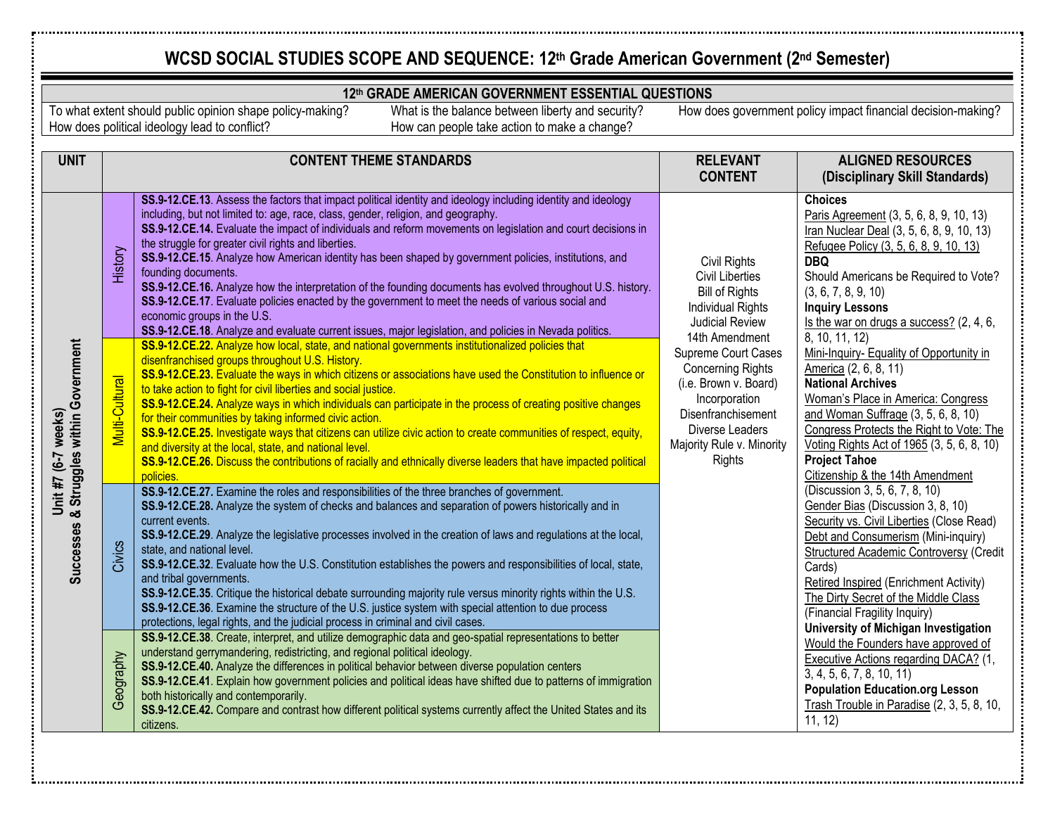# WCSD SOCIAL STUDIES SCOPE AND SEQUENCE: 12th Grade American Government (2nd Semester)

| 12th GRADE AMERICAN GOVERNMENT ESSENTIAL QUESTIONS | | |
|---|---|---|
| To what extent should public opinion shape policy-making? | What is the balance between liberty and security? | How does government policy impact financial decision-making? |
| How does political ideology lead to conflict? | How can people take action to make a change? | |

| UNIT | CONTENT THEME STANDARDS | | RELEVANT CONTENT | ALIGNED RESOURCES (Disciplinary Skill Standards) |
|---|---|---|---|---|
| **Unit #7 (6-7 weeks) Successes & Struggles within Government** | History | **SS.9-12.CE.13**. Assess the factors that impact political identity and ideology including identity and ideology including, but not limited to: age, race, class, gender, religion, and geography.<br>**SS.9-12.CE.14.** Evaluate the impact of individuals and reform movements on legislation and court decisions in the struggle for greater civil rights and liberties.<br>**SS.9-12.CE.15**. Analyze how American identity has been shaped by government policies, institutions, and founding documents.<br>**SS.9-12.CE.16.** Analyze how the interpretation of the founding documents has evolved throughout U.S. history.<br>**SS.9-12.CE.17**. Evaluate policies enacted by the government to meet the needs of various social and economic groups in the U.S.<br>**SS.9-12.CE.18**. Analyze and evaluate current issues, major legislation, and policies in Nevada politics. | Civil Rights<br>Civil Liberties<br>Bill of Rights<br>Individual Rights<br>Judicial Review<br>14th Amendment<br>Supreme Court Cases Concerning Rights (i.e. Brown v. Board)<br>Incorporation<br>Disenfranchisement<br>Diverse Leaders<br>Majority Rule v. Minority Rights | **Choices**<br>Paris Agreement (3, 5, 6, 8, 9, 10, 13)<br>Iran Nuclear Deal (3, 5, 6, 8, 9, 10, 13)<br>Refugee Policy (3, 5, 6, 8, 9, 10, 13)<br>**DBQ**<br>Should Americans be Required to Vote? (3, 6, 7, 8, 9, 10)<br>**Inquiry Lessons**<br>Is the war on drugs a success? (2, 4, 6, 8, 10, 11, 12)<br>Mini-Inquiry- Equality of Opportunity in America (2, 6, 8, 11)<br>**National Archives**<br>Woman's Place in America: Congress and Woman Suffrage (3, 5, 6, 8, 10)<br>Congress Protects the Right to Vote: The Voting Rights Act of 1965 (3, 5, 6, 8, 10)<br>**Project Tahoe**<br>Citizenship & the 14th Amendment (Discussion 3, 5, 6, 7, 8, 10)<br>Gender Bias (Discussion 3, 8, 10)<br>Security vs. Civil Liberties (Close Read)<br>Debt and Consumerism (Mini-inquiry)<br>Structured Academic Controversy (Credit Cards)<br>Retired Inspired (Enrichment Activity)<br>The Dirty Secret of the Middle Class (Financial Fragility Inquiry)<br>**University of Michigan Investigation**<br>Would the Founders have approved of Executive Actions regarding DACA? (1, 3, 4, 5, 6, 7, 8, 10, 11)<br>**Population Education.org Lesson**<br>Trash Trouble in Paradise (2, 3, 5, 8, 10, 11, 12) |
| | Multi-Cultural | **SS.9-12.CE.22.** Analyze how local, state, and national governments institutionalized policies that disenfranchised groups throughout U.S. History.<br>**SS.9-12.CE.23.** Evaluate the ways in which citizens or associations have used the Constitution to influence or to take action to fight for civil liberties and social justice.<br>**SS.9-12.CE.24.** Analyze ways in which individuals can participate in the process of creating positive changes for their communities by taking informed civic action.<br>**SS.9-12.CE.25.** Investigate ways that citizens can utilize civic action to create communities of respect, equity, and diversity at the local, state, and national level.<br>**SS.9-12.CE.26.** Discuss the contributions of racially and ethnically diverse leaders that have impacted political policies. | | |
| | Civics | **SS.9-12.CE.27.** Examine the roles and responsibilities of the three branches of government.<br>**SS.9-12.CE.28.** Analyze the system of checks and balances and separation of powers historically and in current events.<br>**SS.9-12.CE.29**. Analyze the legislative processes involved in the creation of laws and regulations at the local, state, and national level.<br>**SS.9-12.CE.32**. Evaluate how the U.S. Constitution establishes the powers and responsibilities of local, state, and tribal governments.<br>**SS.9-12.CE.35**. Critique the historical debate surrounding majority rule versus minority rights within the U.S.<br>**SS.9-12.CE.36**. Examine the structure of the U.S. justice system with special attention to due process protections, legal rights, and the judicial process in criminal and civil cases. | | |
| | Geography | **SS.9-12.CE.38**. Create, interpret, and utilize demographic data and geo-spatial representations to better understand gerrymandering, redistricting, and regional political ideology.<br>**SS.9-12.CE.40**. Analyze the differences in political behavior between diverse population centers<br>**SS.9-12.CE.41**. Explain how government policies and political ideas have shifted due to patterns of immigration both historically and contemporarily.<br>**SS.9-12.CE.42**. Compare and contrast how different political systems currently affect the United States and its citizens. | | |